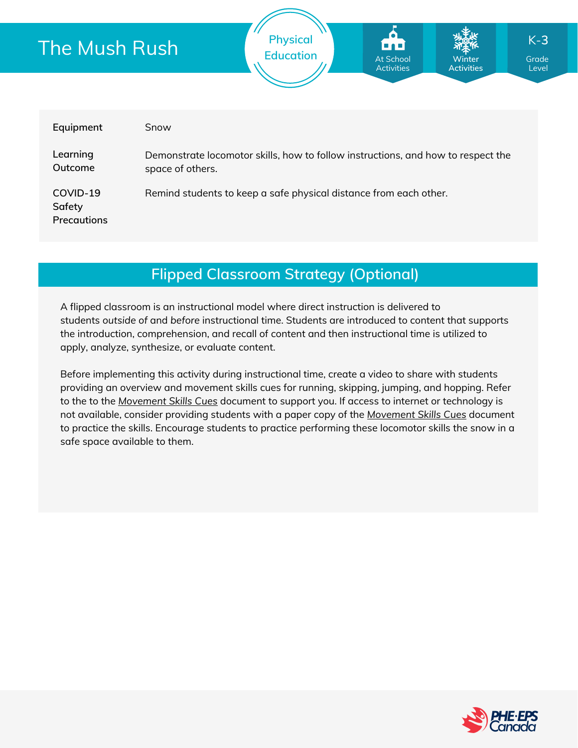# The Mush Rush

Physical Education

At School Activities | Winter Activities | K-3 Grade Level

| | |
|---|---|
| **Equipment** | Snow |
| **Learning Outcome** | Demonstrate locomotor skills, how to follow instructions, and how to respect the space of others. |
| **COVID-19 Safety Precautions** | Remind students to keep a safe physical distance from each other. |

## Flipped Classroom Strategy (Optional)

A flipped classroom is an instructional model where direct instruction is delivered to students *outside* of and *before* instructional time. Students are introduced to content that supports the introduction, comprehension, and recall of content and then instructional time is utilized to apply, analyze, synthesize, or evaluate content.

Before implementing this activity during instructional time, create a video to share with students providing an overview and movement skills cues for running, skipping, jumping, and hopping. Refer to the to the *Movement Skills Cues* document to support you. If access to internet or technology is not available, consider providing students with a paper copy of the *Movement Skills Cues* document to practice the skills. Encourage students to practice performing these locomotor skills the snow in a safe space available to them.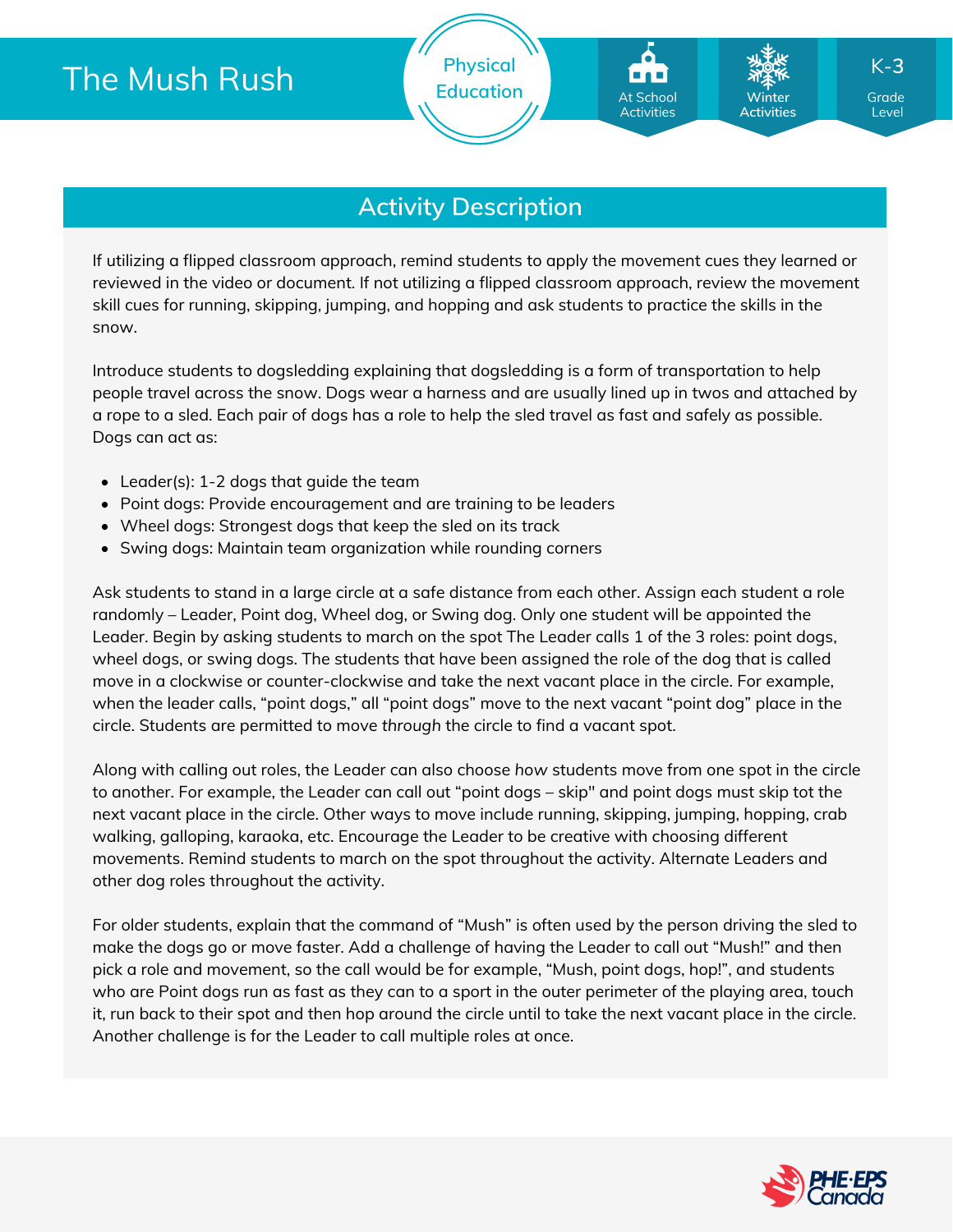# The Mush Rush

Physical Education

At School Activities | Winter Activities | K-3 Grade Level

## Activity Description

If utilizing a flipped classroom approach, remind students to apply the movement cues they learned or reviewed in the video or document. If not utilizing a flipped classroom approach, review the movement skill cues for running, skipping, jumping, and hopping and ask students to practice the skills in the snow.

Introduce students to dogsledding explaining that dogsledding is a form of transportation to help people travel across the snow. Dogs wear a harness and are usually lined up in twos and attached by a rope to a sled. Each pair of dogs has a role to help the sled travel as fast and safely as possible. Dogs can act as:

- Leader(s): 1-2 dogs that guide the team
- Point dogs: Provide encouragement and are training to be leaders
- Wheel dogs: Strongest dogs that keep the sled on its track
- Swing dogs: Maintain team organization while rounding corners

Ask students to stand in a large circle at a safe distance from each other. Assign each student a role randomly – Leader, Point dog, Wheel dog, or Swing dog. Only one student will be appointed the Leader. Begin by asking students to march on the spot The Leader calls 1 of the 3 roles: point dogs, wheel dogs, or swing dogs. The students that have been assigned the role of the dog that is called move in a clockwise or counter-clockwise and take the next vacant place in the circle. For example, when the leader calls, "point dogs," all "point dogs" move to the next vacant "point dog" place in the circle. Students are permitted to move *through* the circle to find a vacant spot.

Along with calling out roles, the Leader can also choose *how* students move from one spot in the circle to another. For example, the Leader can call out "point dogs – skip" and point dogs must skip tot the next vacant place in the circle. Other ways to move include running, skipping, jumping, hopping, crab walking, galloping, karaoka, etc. Encourage the Leader to be creative with choosing different movements. Remind students to march on the spot throughout the activity. Alternate Leaders and other dog roles throughout the activity.

For older students, explain that the command of "Mush" is often used by the person driving the sled to make the dogs go or move faster. Add a challenge of having the Leader to call out "Mush!" and then pick a role and movement, so the call would be for example, "Mush, point dogs, hop!", and students who are Point dogs run as fast as they can to a sport in the outer perimeter of the playing area, touch it, run back to their spot and then hop around the circle until to take the next vacant place in the circle. Another challenge is for the Leader to call multiple roles at once.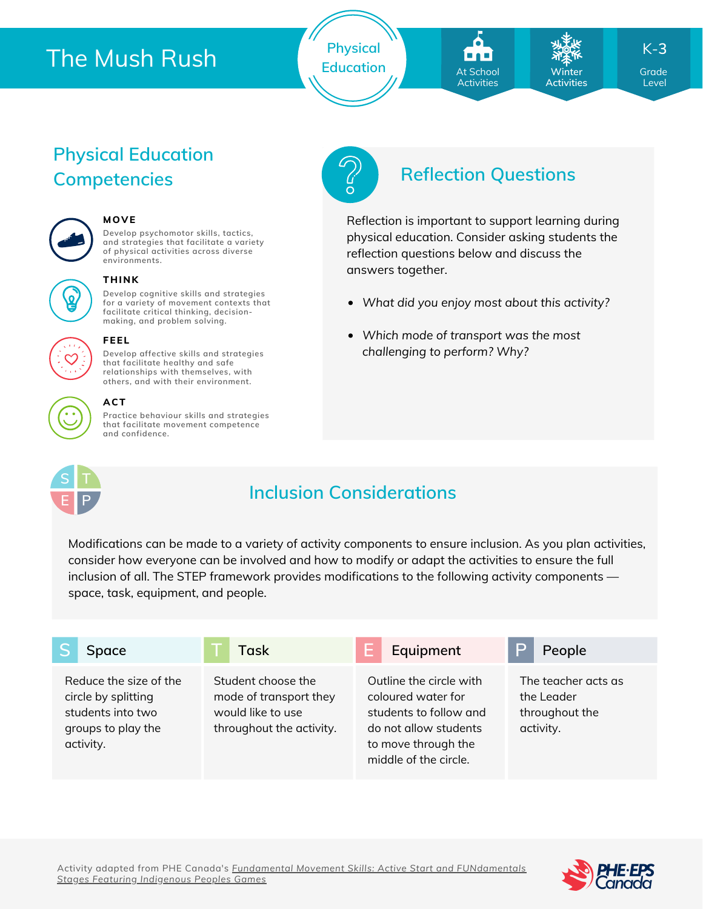# The Mush Rush

Physical Education

At School Activities | Winter Activities | K-3 Grade Level

## Physical Education Competencies

**MOVE**
Develop psychomotor skills, tactics, and strategies that facilitate a variety of physical activities across diverse environments.

**THINK**
Develop cognitive skills and strategies for a variety of movement contexts that facilitate critical thinking, decision-making, and problem solving.

**FEEL**
Develop affective skills and strategies that facilitate healthy and safe relationships with themselves, with others, and with their environment.

**ACT**
Practice behaviour skills and strategies that facilitate movement competence and confidence.

## Reflection Questions

Reflection is important to support learning during physical education. Consider asking students the reflection questions below and discuss the answers together.

- *What did you enjoy most about this activity?*
- *Which mode of transport was the most challenging to perform? Why?*

## Inclusion Considerations

Modifications can be made to a variety of activity components to ensure inclusion. As you plan activities, consider how everyone can be involved and how to modify or adapt the activities to ensure the full inclusion of all. The STEP framework provides modifications to the following activity components — space, task, equipment, and people.

| S Space | T Task | E Equipment | P People |
|---|---|---|---|
| Reduce the size of the circle by splitting students into two groups to play the activity. | Student choose the mode of transport they would like to use throughout the activity. | Outline the circle with coloured water for students to follow and do not allow students to move through the middle of the circle. | The teacher acts as the Leader throughout the activity. |

Activity adapted from PHE Canada's Fundamental Movement Skills: Active Start and FUNdamentals Stages Featuring Indigenous Peoples Games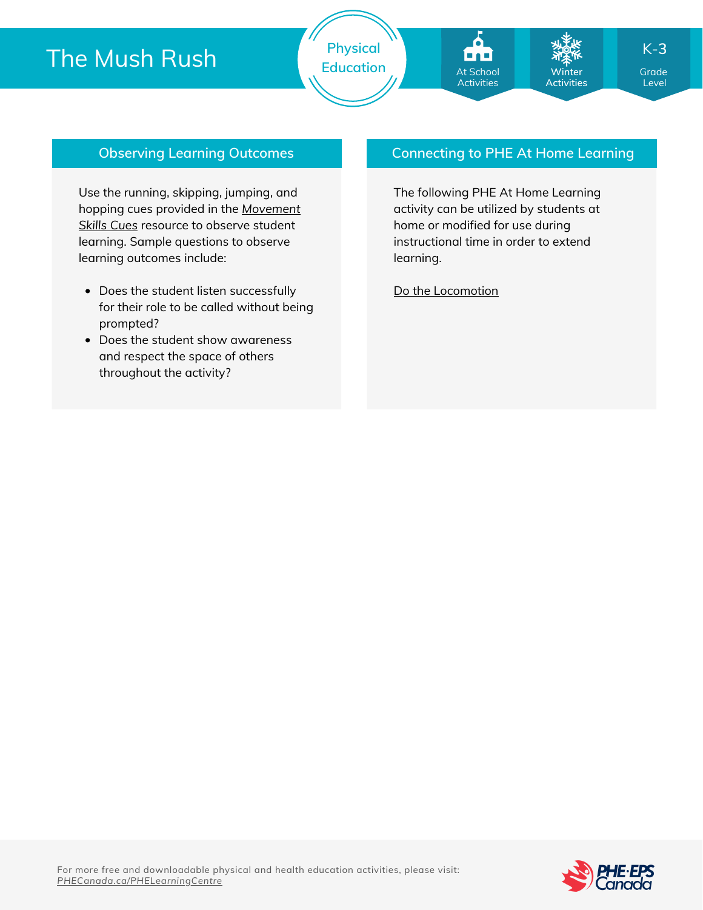# The Mush Rush

Physical Education

At School Activities | Winter Activities | K-3 Grade Level

## Observing Learning Outcomes

Use the running, skipping, jumping, and hopping cues provided in the *Movement Skills Cues* resource to observe student learning. Sample questions to observe learning outcomes include:

- Does the student listen successfully for their role to be called without being prompted?
- Does the student show awareness and respect the space of others throughout the activity?

## Connecting to PHE At Home Learning

The following PHE At Home Learning activity can be utilized by students at home or modified for use during instructional time in order to extend learning.

Do the Locomotion

For more free and downloadable physical and health education activities, please visit: *PHECanada.ca/PHELearningCentre*